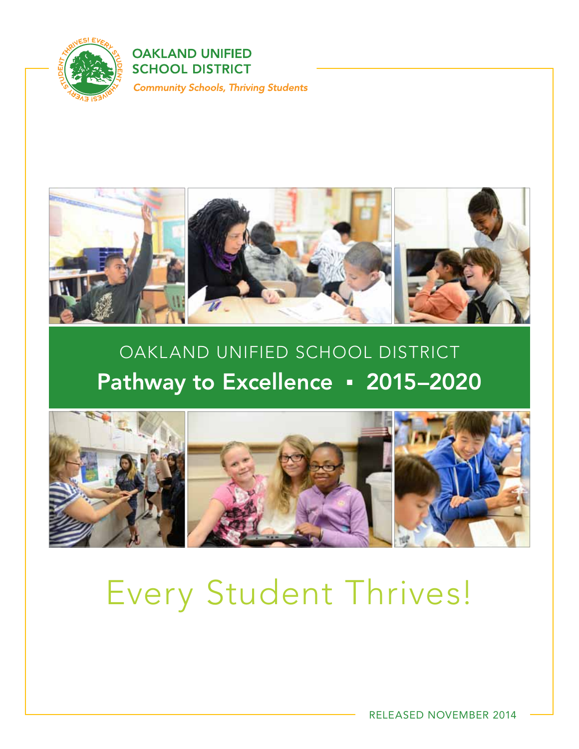OAKLAND UNIFIED SCHOOL DISTRICT

*Community Schools, Thriving Students*

# OAKLAND UNIFIED SCHOOL DISTRICT

## Pathway to Excellence ▪ 2015–2020

# Every Student Thrives!

RELEASED NOVEMBER 2014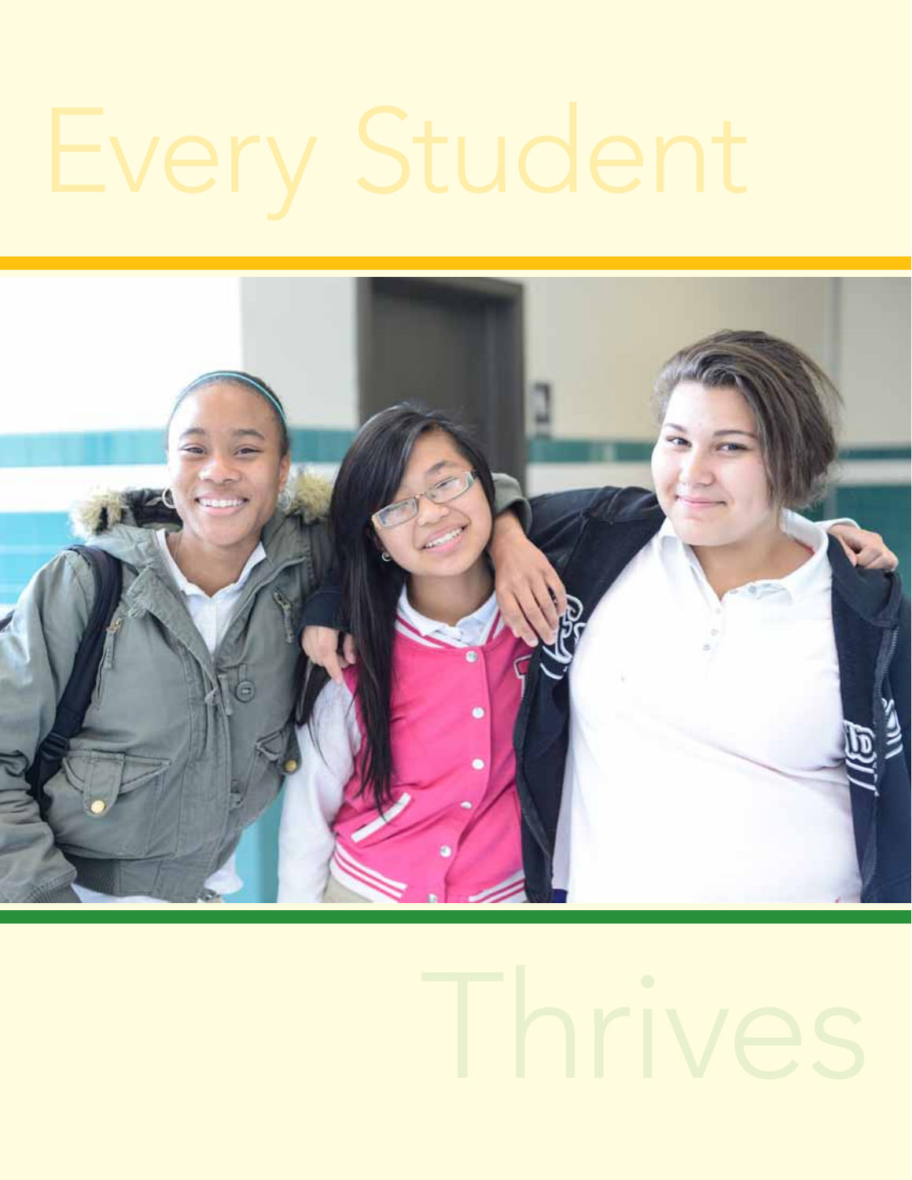# Every Student

# Thrives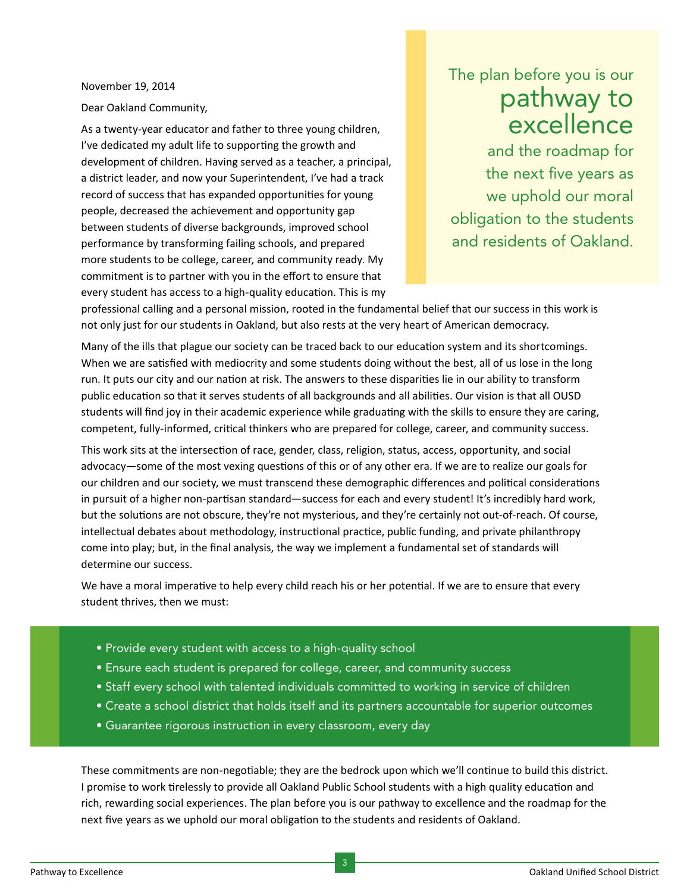November 19, 2014

Dear Oakland Community,

> The plan before you is our **pathway to excellence** and the roadmap for the next five years as we uphold our moral obligation to the students and residents of Oakland.

As a twenty-year educator and father to three young children, I've dedicated my adult life to supporting the growth and development of children. Having served as a teacher, a principal, a district leader, and now your Superintendent, I've had a track record of success that has expanded opportunities for young people, decreased the achievement and opportunity gap between students of diverse backgrounds, improved school performance by transforming failing schools, and prepared more students to be college, career, and community ready. My commitment is to partner with you in the effort to ensure that every student has access to a high-quality education. This is my professional calling and a personal mission, rooted in the fundamental belief that our success in this work is not only just for our students in Oakland, but also rests at the very heart of American democracy.

Many of the ills that plague our society can be traced back to our education system and its shortcomings. When we are satisfied with mediocrity and some students doing without the best, all of us lose in the long run. It puts our city and our nation at risk. The answers to these disparities lie in our ability to transform public education so that it serves students of all backgrounds and all abilities. Our vision is that all OUSD students will find joy in their academic experience while graduating with the skills to ensure they are caring, competent, fully-informed, critical thinkers who are prepared for college, career, and community success.

This work sits at the intersection of race, gender, class, religion, status, access, opportunity, and social advocacy—some of the most vexing questions of this or of any other era. If we are to realize our goals for our children and our society, we must transcend these demographic differences and political considerations in pursuit of a higher non-partisan standard—success for each and every student! It's incredibly hard work, but the solutions are not obscure, they're not mysterious, and they're certainly not out-of-reach. Of course, intellectual debates about methodology, instructional practice, public funding, and private philanthropy come into play; but, in the final analysis, the way we implement a fundamental set of standards will determine our success.

We have a moral imperative to help every child reach his or her potential. If we are to ensure that every student thrives, then we must:

- Provide every student with access to a high-quality school
- Ensure each student is prepared for college, career, and community success
- Staff every school with talented individuals committed to working in service of children
- Create a school district that holds itself and its partners accountable for superior outcomes
- Guarantee rigorous instruction in every classroom, every day

These commitments are non-negotiable; they are the bedrock upon which we'll continue to build this district. I promise to work tirelessly to provide all Oakland Public School students with a high quality education and rich, rewarding social experiences. The plan before you is our pathway to excellence and the roadmap for the next five years as we uphold our moral obligation to the students and residents of Oakland.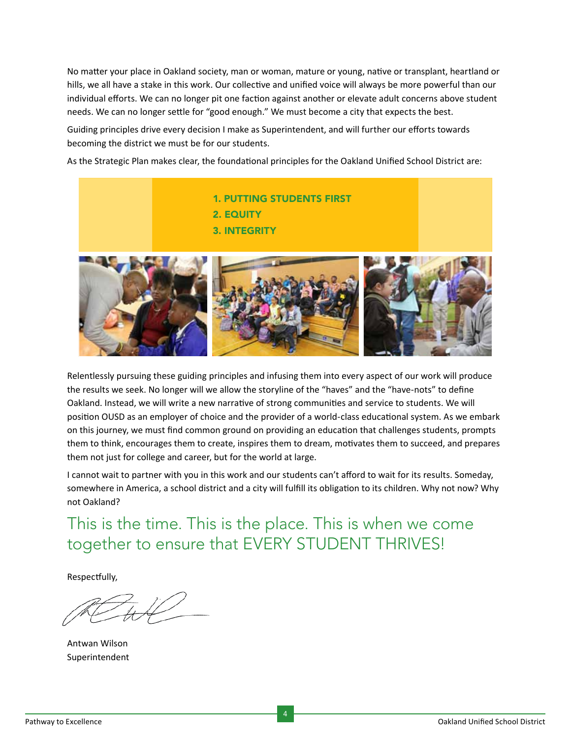No matter your place in Oakland society, man or woman, mature or young, native or transplant, heartland or hills, we all have a stake in this work. Our collective and unified voice will always be more powerful than our individual efforts. We can no longer pit one faction against another or elevate adult concerns above student needs. We can no longer settle for "good enough." We must become a city that expects the best.

Guiding principles drive every decision I make as Superintendent, and will further our efforts towards becoming the district we must be for our students.

As the Strategic Plan makes clear, the foundational principles for the Oakland Unified School District are:

1. **PUTTING STUDENTS FIRST**
2. **EQUITY**
3. **INTEGRITY**

Relentlessly pursuing these guiding principles and infusing them into every aspect of our work will produce the results we seek. No longer will we allow the storyline of the "haves" and the "have-nots" to define Oakland. Instead, we will write a new narrative of strong communities and service to students. We will position OUSD as an employer of choice and the provider of a world-class educational system. As we embark on this journey, we must find common ground on providing an education that challenges students, prompts them to think, encourages them to create, inspires them to dream, motivates them to succeed, and prepares them not just for college and career, but for the world at large.

I cannot wait to partner with you in this work and our students can't afford to wait for its results. Someday, somewhere in America, a school district and a city will fulfill its obligation to its children. Why not now? Why not Oakland?

## This is the time. This is the place. This is when we come together to ensure that EVERY STUDENT THRIVES!

Respectfully,

Antwan Wilson
Superintendent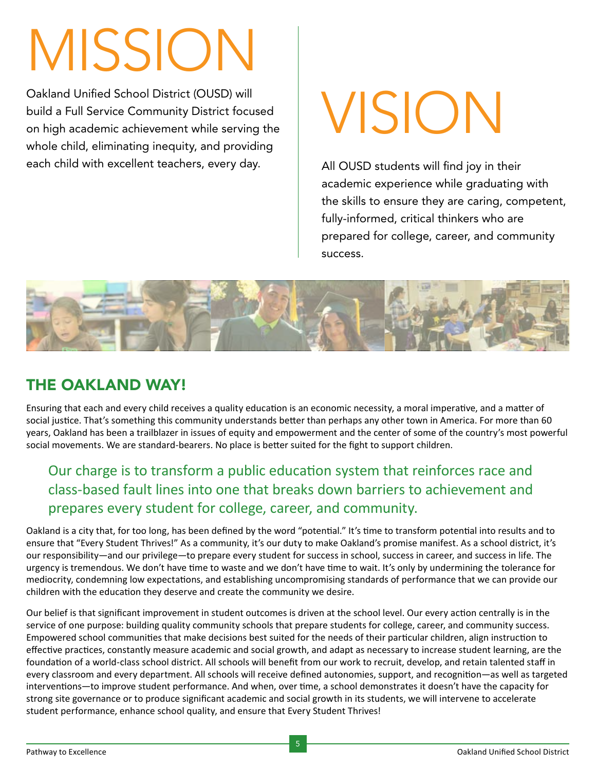# MISSION

Oakland Unified School District (OUSD) will build a Full Service Community District focused on high academic achievement while serving the whole child, eliminating inequity, and providing each child with excellent teachers, every day.

# VISION

All OUSD students will find joy in their academic experience while graduating with the skills to ensure they are caring, competent, fully-informed, critical thinkers who are prepared for college, career, and community success.

## THE OAKLAND WAY!

Ensuring that each and every child receives a quality education is an economic necessity, a moral imperative, and a matter of social justice. That's something this community understands better than perhaps any other town in America. For more than 60 years, Oakland has been a trailblazer in issues of equity and empowerment and the center of some of the country's most powerful social movements. We are standard-bearers. No place is better suited for the fight to support children.

> Our charge is to transform a public education system that reinforces race and class-based fault lines into one that breaks down barriers to achievement and prepares every student for college, career, and community.

Oakland is a city that, for too long, has been defined by the word "potential." It's time to transform potential into results and to ensure that "Every Student Thrives!" As a community, it's our duty to make Oakland's promise manifest. As a school district, it's our responsibility—and our privilege—to prepare every student for success in school, success in career, and success in life. The urgency is tremendous. We don't have time to waste and we don't have time to wait. It's only by undermining the tolerance for mediocrity, condemning low expectations, and establishing uncompromising standards of performance that we can provide our children with the education they deserve and create the community we desire.

Our belief is that significant improvement in student outcomes is driven at the school level. Our every action centrally is in the service of one purpose: building quality community schools that prepare students for college, career, and community success. Empowered school communities that make decisions best suited for the needs of their particular children, align instruction to effective practices, constantly measure academic and social growth, and adapt as necessary to increase student learning, are the foundation of a world-class school district. All schools will benefit from our work to recruit, develop, and retain talented staff in every classroom and every department. All schools will receive defined autonomies, support, and recognition—as well as targeted interventions—to improve student performance. And when, over time, a school demonstrates it doesn't have the capacity for strong site governance or to produce significant academic and social growth in its students, we will intervene to accelerate student performance, enhance school quality, and ensure that Every Student Thrives!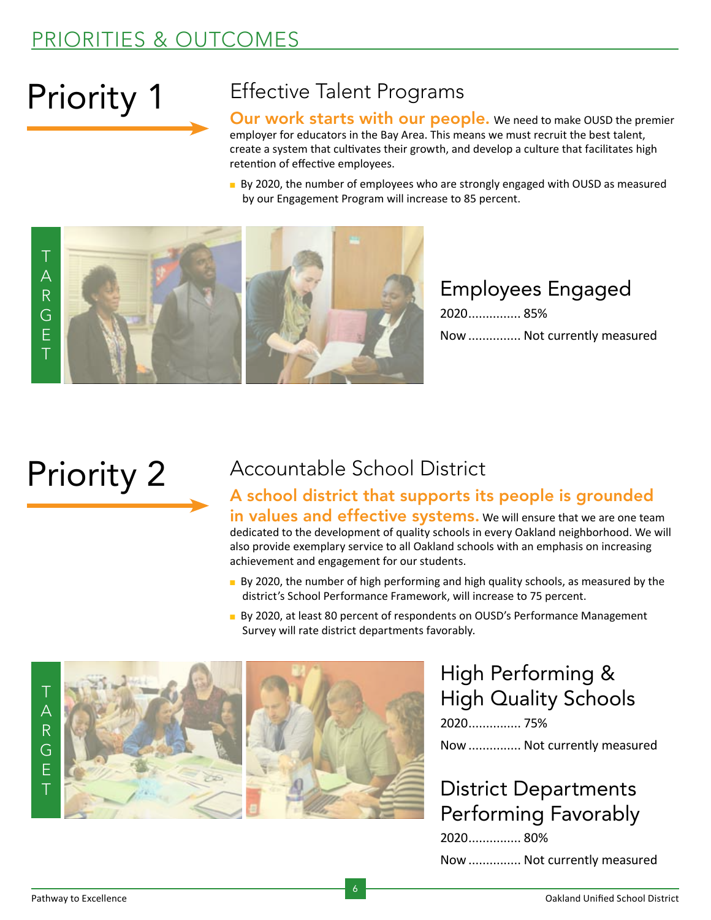## PRIORITIES & OUTCOMES

# Priority 1

## Effective Talent Programs

**Our work starts with our people.** We need to make OUSD the premier employer for educators in the Bay Area. This means we must recruit the best talent, create a system that cultivates their growth, and develop a culture that facilitates high retention of effective employees.

- By 2020, the number of employees who are strongly engaged with OUSD as measured by our Engagement Program will increase to 85 percent.

TARGET

### Employees Engaged

2020............... 85%

Now ............... Not currently measured

# Priority 2

## Accountable School District

**A school district that supports its people is grounded in values and effective systems.** We will ensure that we are one team dedicated to the development of quality schools in every Oakland neighborhood. We will also provide exemplary service to all Oakland schools with an emphasis on increasing achievement and engagement for our students.

- By 2020, the number of high performing and high quality schools, as measured by the district's School Performance Framework, will increase to 75 percent.
- By 2020, at least 80 percent of respondents on OUSD's Performance Management Survey will rate district departments favorably.

TARGET

### High Performing & High Quality Schools

2020............... 75%

Now ............... Not currently measured

### District Departments Performing Favorably

2020............... 80%

Now ............... Not currently measured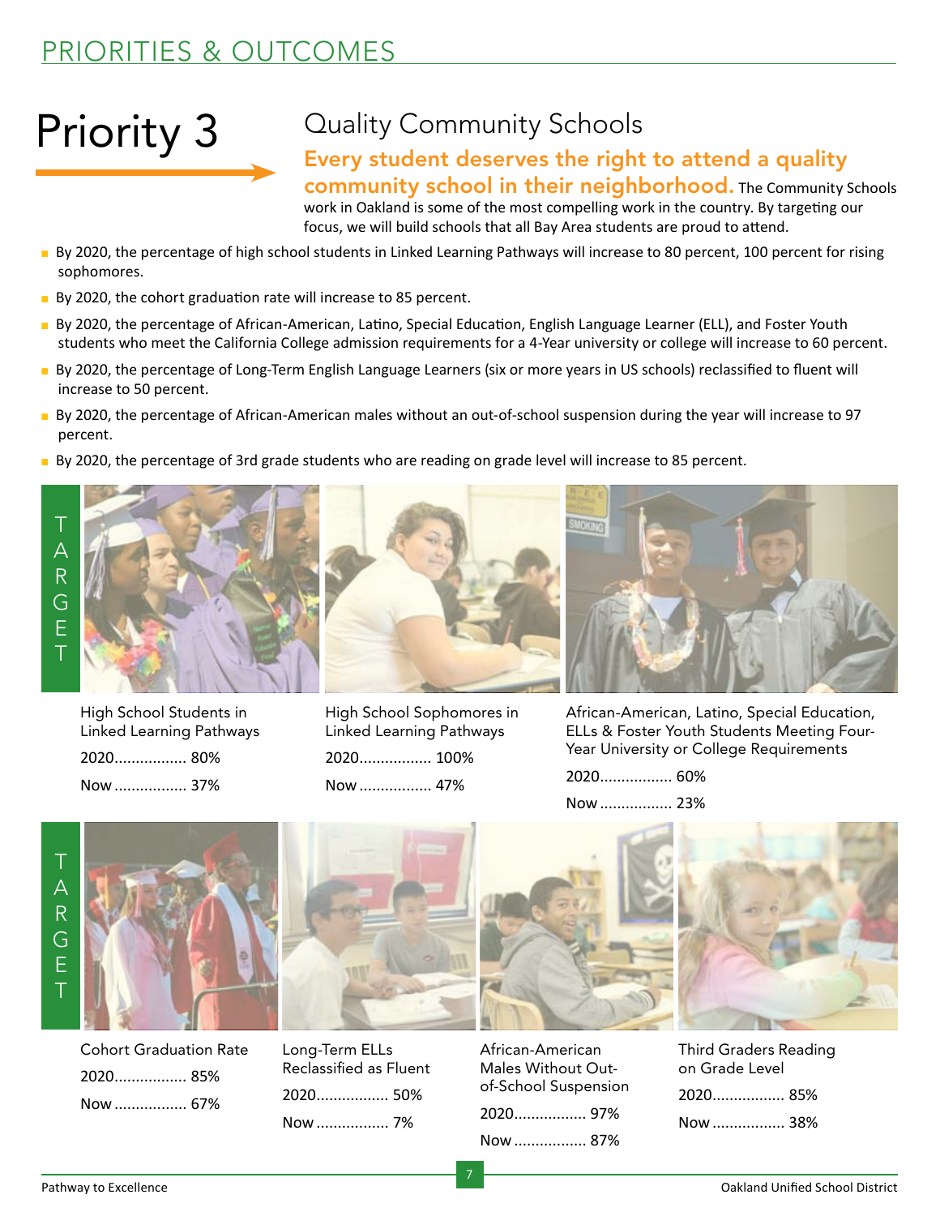# PRIORITIES & OUTCOMES

## Priority 3

### Quality Community Schools

**Every student deserves the right to attend a quality community school in their neighborhood.** The Community Schools work in Oakland is some of the most compelling work in the country. By targeting our focus, we will build schools that all Bay Area students are proud to attend.

- By 2020, the percentage of high school students in Linked Learning Pathways will increase to 80 percent, 100 percent for rising sophomores.
- By 2020, the cohort graduation rate will increase to 85 percent.
- By 2020, the percentage of African-American, Latino, Special Education, English Language Learner (ELL), and Foster Youth students who meet the California College admission requirements for a 4-Year university or college will increase to 60 percent.
- By 2020, the percentage of Long-Term English Language Learners (six or more years in US schools) reclassified to fluent will increase to 50 percent.
- By 2020, the percentage of African-American males without an out-of-school suspension during the year will increase to 97 percent.
- By 2020, the percentage of 3rd grade students who are reading on grade level will increase to 85 percent.

**TARGET**

High School Students in Linked Learning Pathways
2020................. 80%
Now ................. 37%

High School Sophomores in Linked Learning Pathways
2020................. 100%
Now ................. 47%

African-American, Latino, Special Education, ELLs & Foster Youth Students Meeting Four-Year University or College Requirements
2020................. 60%
Now ................. 23%

**TARGET**

Cohort Graduation Rate
2020................. 85%
Now ................. 67%

Long-Term ELLs Reclassified as Fluent
2020................. 50%
Now ................. 7%

African-American Males Without Out-of-School Suspension
2020................. 97%
Now ................. 87%

Third Graders Reading on Grade Level
2020................. 85%
Now ................. 38%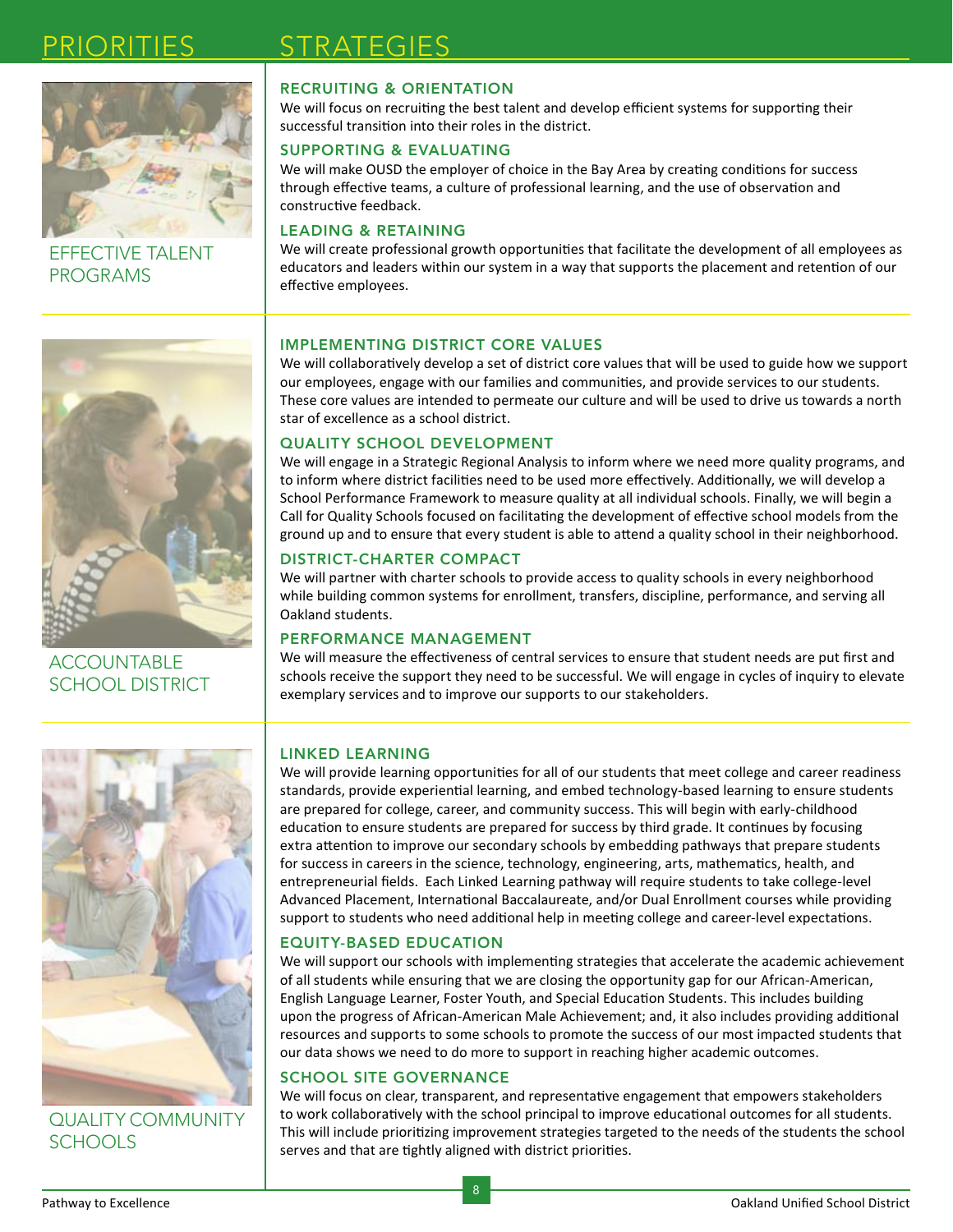# PRIORITIES — STRATEGIES

## EFFECTIVE TALENT PROGRAMS

### RECRUITING & ORIENTATION

We will focus on recruiting the best talent and develop efficient systems for supporting their successful transition into their roles in the district.

### SUPPORTING & EVALUATING

We will make OUSD the employer of choice in the Bay Area by creating conditions for success through effective teams, a culture of professional learning, and the use of observation and constructive feedback.

### LEADING & RETAINING

We will create professional growth opportunities that facilitate the development of all employees as educators and leaders within our system in a way that supports the placement and retention of our effective employees.

## ACCOUNTABLE SCHOOL DISTRICT

### IMPLEMENTING DISTRICT CORE VALUES

We will collaboratively develop a set of district core values that will be used to guide how we support our employees, engage with our families and communities, and provide services to our students. These core values are intended to permeate our culture and will be used to drive us towards a north star of excellence as a school district.

### QUALITY SCHOOL DEVELOPMENT

We will engage in a Strategic Regional Analysis to inform where we need more quality programs, and to inform where district facilities need to be used more effectively. Additionally, we will develop a School Performance Framework to measure quality at all individual schools. Finally, we will begin a Call for Quality Schools focused on facilitating the development of effective school models from the ground up and to ensure that every student is able to attend a quality school in their neighborhood.

### DISTRICT-CHARTER COMPACT

We will partner with charter schools to provide access to quality schools in every neighborhood while building common systems for enrollment, transfers, discipline, performance, and serving all Oakland students.

### PERFORMANCE MANAGEMENT

We will measure the effectiveness of central services to ensure that student needs are put first and schools receive the support they need to be successful. We will engage in cycles of inquiry to elevate exemplary services and to improve our supports to our stakeholders.

## QUALITY COMMUNITY SCHOOLS

### LINKED LEARNING

We will provide learning opportunities for all of our students that meet college and career readiness standards, provide experiential learning, and embed technology-based learning to ensure students are prepared for college, career, and community success. This will begin with early-childhood education to ensure students are prepared for success by third grade. It continues by focusing extra attention to improve our secondary schools by embedding pathways that prepare students for success in careers in the science, technology, engineering, arts, mathematics, health, and entrepreneurial fields. Each Linked Learning pathway will require students to take college-level Advanced Placement, International Baccalaureate, and/or Dual Enrollment courses while providing support to students who need additional help in meeting college and career-level expectations.

### EQUITY-BASED EDUCATION

We will support our schools with implementing strategies that accelerate the academic achievement of all students while ensuring that we are closing the opportunity gap for our African-American, English Language Learner, Foster Youth, and Special Education Students. This includes building upon the progress of African-American Male Achievement; and, it also includes providing additional resources and supports to some schools to promote the success of our most impacted students that our data shows we need to do more to support in reaching higher academic outcomes.

### SCHOOL SITE GOVERNANCE

We will focus on clear, transparent, and representative engagement that empowers stakeholders to work collaboratively with the school principal to improve educational outcomes for all students. This will include prioritizing improvement strategies targeted to the needs of the students the school serves and that are tightly aligned with district priorities.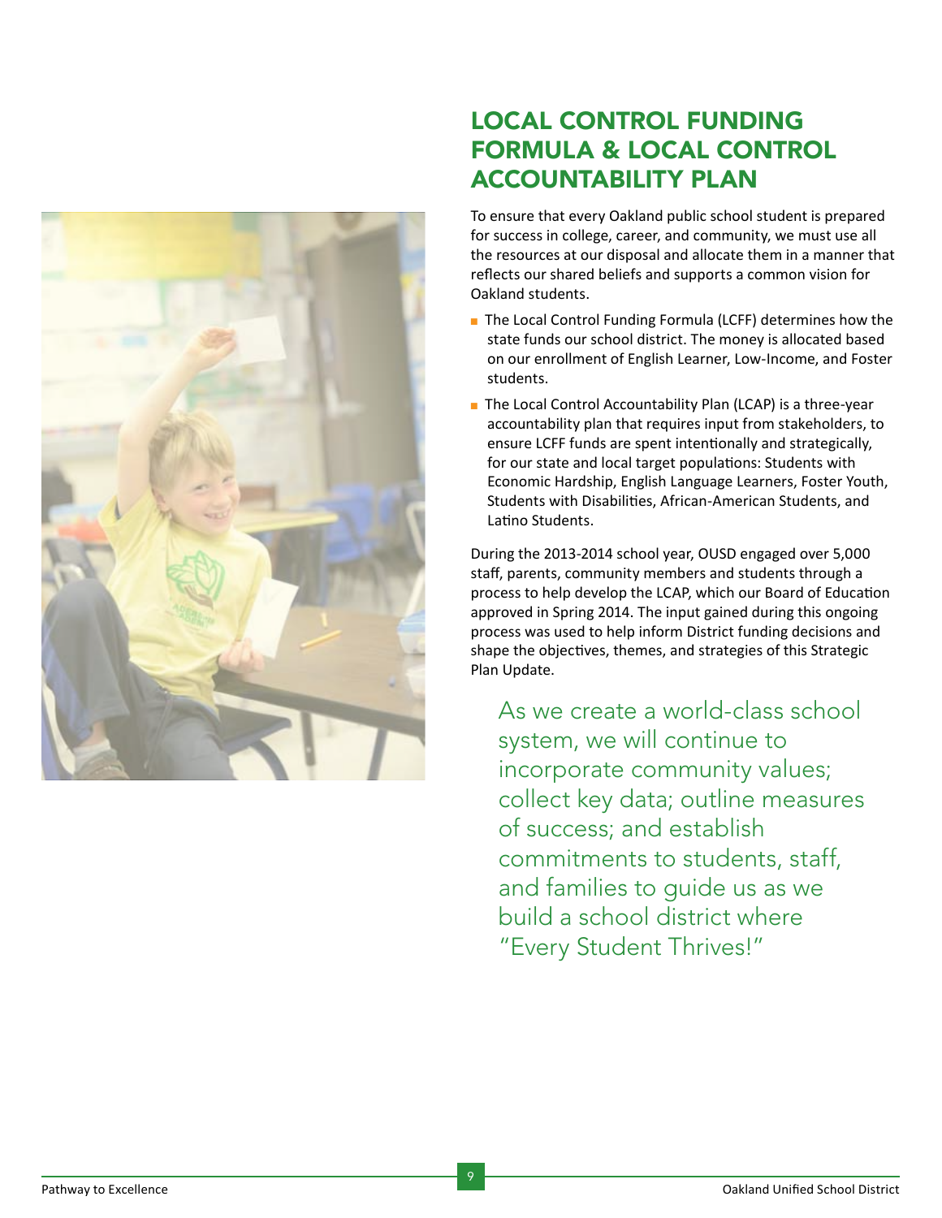## LOCAL CONTROL FUNDING FORMULA & LOCAL CONTROL ACCOUNTABILITY PLAN

To ensure that every Oakland public school student is prepared for success in college, career, and community, we must use all the resources at our disposal and allocate them in a manner that reflects our shared beliefs and supports a common vision for Oakland students.

- The Local Control Funding Formula (LCFF) determines how the state funds our school district. The money is allocated based on our enrollment of English Learner, Low-Income, and Foster students.
- The Local Control Accountability Plan (LCAP) is a three-year accountability plan that requires input from stakeholders, to ensure LCFF funds are spent intentionally and strategically, for our state and local target populations: Students with Economic Hardship, English Language Learners, Foster Youth, Students with Disabilities, African-American Students, and Latino Students.

During the 2013-2014 school year, OUSD engaged over 5,000 staff, parents, community members and students through a process to help develop the LCAP, which our Board of Education approved in Spring 2014. The input gained during this ongoing process was used to help inform District funding decisions and shape the objectives, themes, and strategies of this Strategic Plan Update.

> As we create a world-class school system, we will continue to incorporate community values; collect key data; outline measures of success; and establish commitments to students, staff, and families to guide us as we build a school district where "Every Student Thrives!"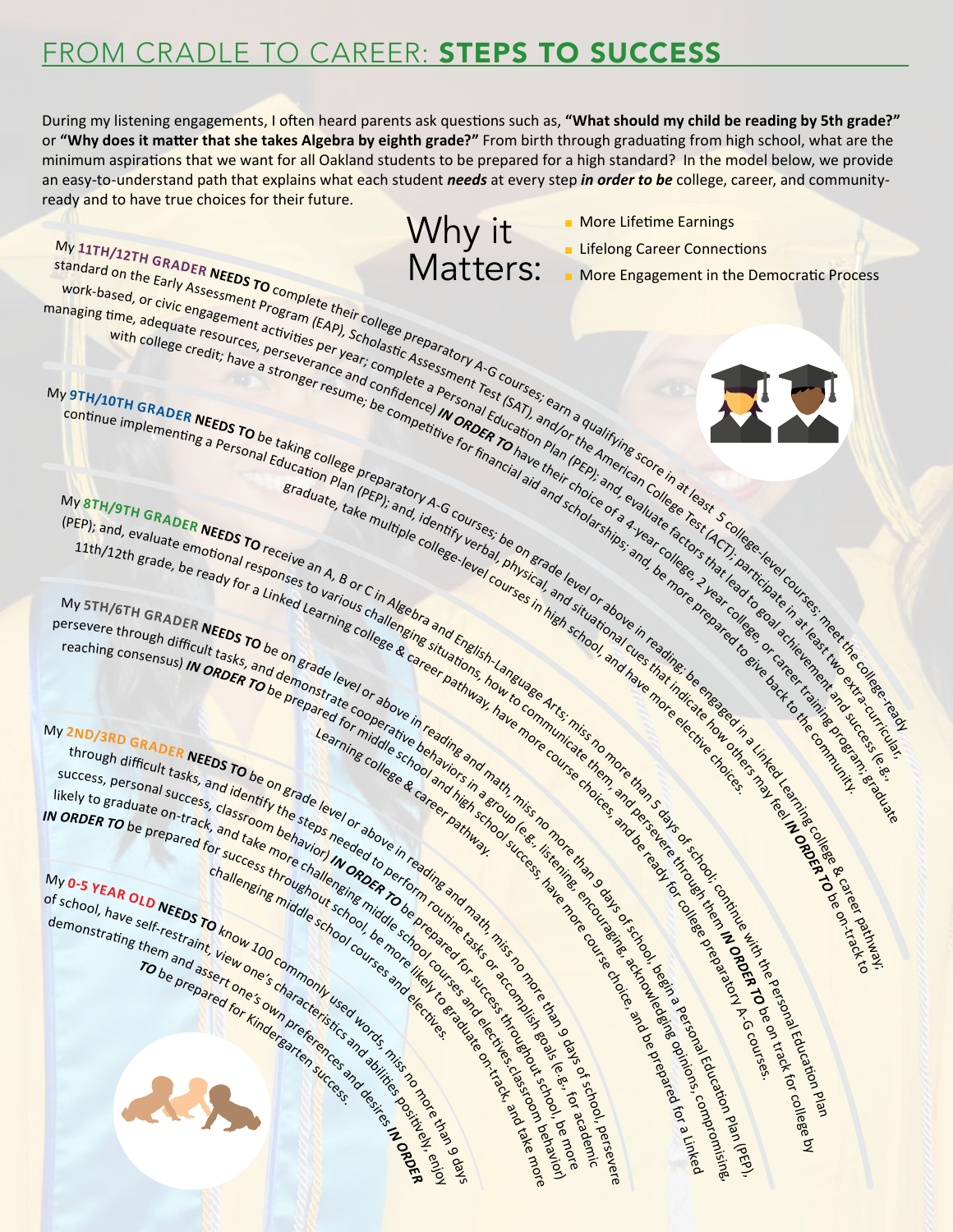# FROM CRADLE TO CAREER: **STEPS TO SUCCESS**

During my listening engagements, I often heard parents ask questions such as, **"What should my child be reading by 5th grade?"** or **"Why does it matter that she takes Algebra by eighth grade?"** From birth through graduating from high school, what are the minimum aspirations that we want for all Oakland students to be prepared for a high standard? In the model below, we provide an easy-to-understand path that explains what each student ***needs*** at every step ***in order to be*** college, career, and community-ready and to have true choices for their future.

## Why it Matters:

- More Lifetime Earnings
- Lifelong Career Connections
- More Engagement in the Democratic Process

My **11TH/12TH GRADER NEEDS TO** complete their college preparatory A-G courses; earn a qualifying score in at least 5 college-level courses; meet the college-ready standard on the Early Assessment Program (EAP), Scholastic Assessment Test (SAT), and/or the American College Test (ACT); participate in at least two extra-curricular, work-based, or civic engagement activities per year; complete a Personal Education Plan (PEP); and, evaluate factors that lead to goal achievement and success (e.g., managing time, adequate resources, perseverance and confidence) ***IN ORDER TO*** have their choice of a 4-year college, 2 year college, or career training program; graduate with college credit; have a stronger resume; be competitive for financial aid and scholarships; and, be more prepared to give back to the community.

My **9TH/10TH GRADER NEEDS TO** be taking college preparatory A-G courses; be on grade level or above in reading; be engaged in a Linked Learning college & career pathway; continue implementing a Personal Education Plan (PEP); and, identify verbal, physical, and situational cues that indicate how others may feel ***IN ORDER TO*** be on-track to graduate, take multiple college-level courses in high school, and have more elective choices.

My **8TH/9TH GRADER NEEDS TO** receive an A, B or C in Algebra and English-Language Arts; miss no more than 5 days of school; continue with the Personal Education Plan (PEP); and, evaluate emotional responses to various challenging situations, how to communicate them, and persevere through them ***IN ORDER TO*** be on track for college by 11th/12th grade, be ready for a Linked Learning college & career pathway, have more course choices, and be ready for college preparatory A-G courses.

My **5TH/6TH GRADER NEEDS TO** be on grade level or above in reading and math, miss no more than 9 days of school, begin a Personal Education Plan (PEP), persevere through difficult tasks, and demonstrate cooperative behaviors in a group (e.g., listening, encouraging, acknowledging opinions, compromising, reaching consensus) ***IN ORDER TO*** be prepared for middle school and high school success, have more course choice, and be prepared for a Linked Learning college & career pathway.

My **2ND/3RD GRADER NEEDS TO** be on grade level or above in reading and math, miss no more than 9 days of school, persevere through difficult tasks, and identify the steps needed to perform routine tasks or accomplish goals (e.g., for academic success, personal success, classroom behavior) ***IN ORDER TO*** be prepared for success throughout school, be more likely to graduate on-track, and take more challenging middle school courses and electives.classroom behavior) ***IN ORDER TO*** be prepared for success throughout school, be more likely to graduate on-track, and take more challenging middle school courses and electives.

My **0-5 YEAR OLD NEEDS TO** know 100 commonly used words, miss no more than 9 days of school, have self-restraint, view one's characteristics and abilities positively, enjoy demonstrating them and assert one's own preferences and desires ***IN ORDER TO*** be prepared for Kindergarten success.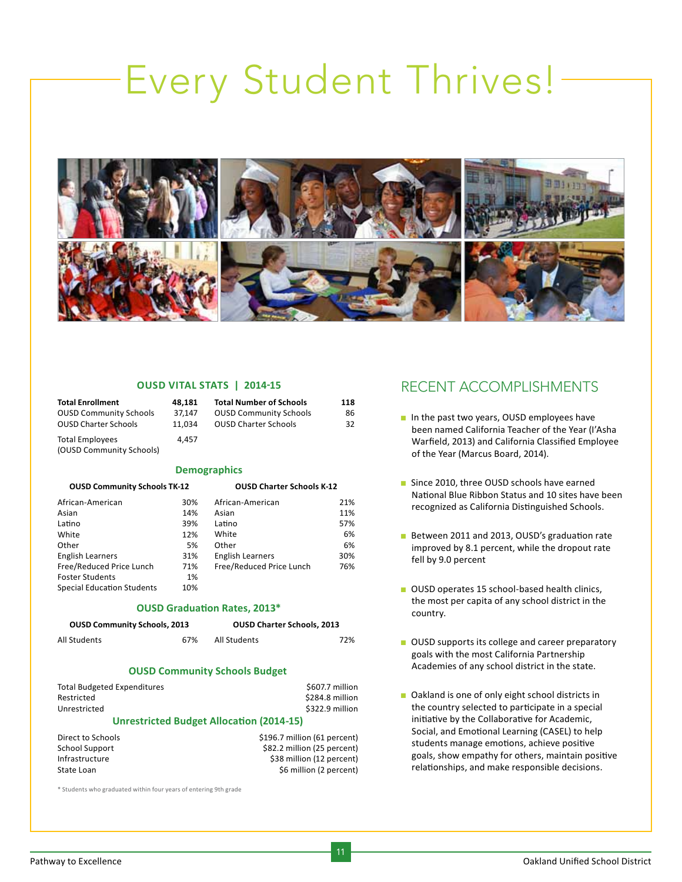# Every Student Thrives!

## OUSD VITAL STATS | 2014-15

| **Total Enrollment** | **48,181** | **Total Number of Schools** | **118** |
|---|---|---|---|
| OUSD Community Schools | 37,147 | OUSD Community Schools | 86 |
| OUSD Charter Schools | 11,034 | OUSD Charter Schools | 32 |
| Total Employees (OUSD Community Schools) | 4,457 | | |

### Demographics

| **OUSD Community Schools TK-12** | | **OUSD Charter Schools K-12** | |
|---|---|---|---|
| African-American | 30% | African-American | 21% |
| Asian | 14% | Asian | 11% |
| Latino | 39% | Latino | 57% |
| White | 12% | White | 6% |
| Other | 5% | Other | 6% |
| English Learners | 31% | English Learners | 30% |
| Free/Reduced Price Lunch | 71% | Free/Reduced Price Lunch | 76% |
| Foster Students | 1% | | |
| Special Education Students | 10% | | |

### OUSD Graduation Rates, 2013*

| **OUSD Community Schools, 2013** | | **OUSD Charter Schools, 2013** | |
|---|---|---|---|
| All Students | 67% | All Students | 72% |

### OUSD Community Schools Budget

| | |
|---|---|
| Total Budgeted Expenditures | $607.7 million |
| Restricted | $284.8 million |
| Unrestricted | $322.9 million |

### Unrestricted Budget Allocation (2014-15)

| | |
|---|---|
| Direct to Schools | $196.7 million (61 percent) |
| School Support | $82.2 million (25 percent) |
| Infrastructure | $38 million (12 percent) |
| State Loan | $6 million (2 percent) |

\* Students who graduated within four years of entering 9th grade

## RECENT ACCOMPLISHMENTS

- In the past two years, OUSD employees have been named California Teacher of the Year (I'Asha Warfield, 2013) and California Classified Employee of the Year (Marcus Board, 2014).
- Since 2010, three OUSD schools have earned National Blue Ribbon Status and 10 sites have been recognized as California Distinguished Schools.
- Between 2011 and 2013, OUSD's graduation rate improved by 8.1 percent, while the dropout rate fell by 9.0 percent
- OUSD operates 15 school-based health clinics, the most per capita of any school district in the country.
- OUSD supports its college and career preparatory goals with the most California Partnership Academies of any school district in the state.
- Oakland is one of only eight school districts in the country selected to participate in a special initiative by the Collaborative for Academic, Social, and Emotional Learning (CASEL) to help students manage emotions, achieve positive goals, show empathy for others, maintain positive relationships, and make responsible decisions.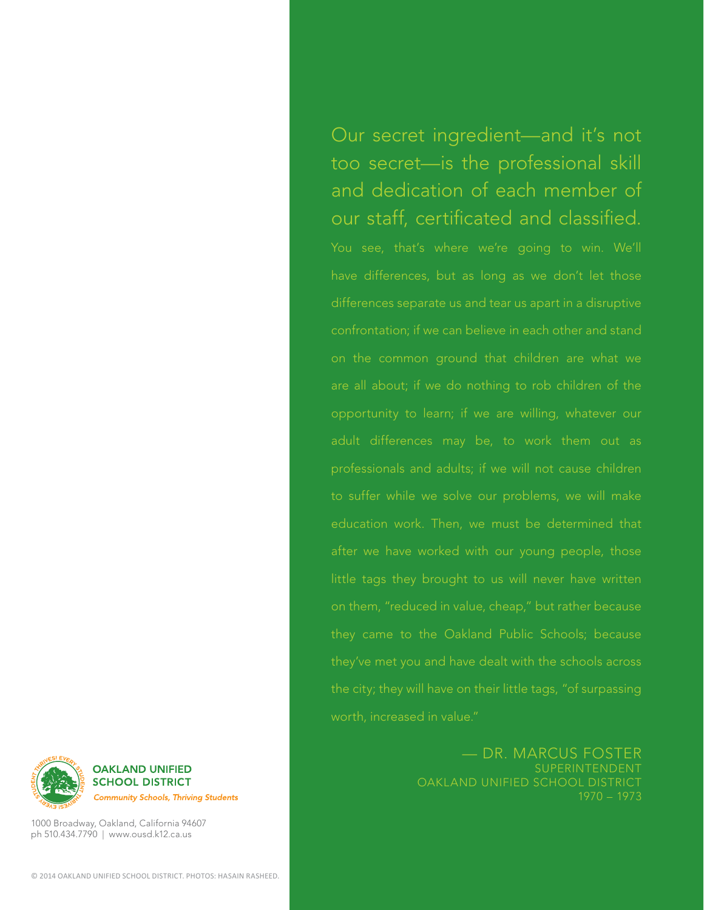Our secret ingredient—and it's not too secret—is the professional skill and dedication of each member of our staff, certificated and classified.

You see, that's where we're going to win. We'll have differences, but as long as we don't let those differences separate us and tear us apart in a disruptive confrontation; if we can believe in each other and stand on the common ground that children are what we are all about; if we do nothing to rob children of the opportunity to learn; if we are willing, whatever our adult differences may be, to work them out as professionals and adults; if we will not cause children to suffer while we solve our problems, we will make education work. Then, we must be determined that after we have worked with our young people, those little tags they brought to us will never have written on them, "reduced in value, cheap," but rather because they came to the Oakland Public Schools; because they've met you and have dealt with the schools across the city; they will have on their little tags, "of surpassing worth, increased in value."

— DR. MARCUS FOSTER
SUPERINTENDENT
OAKLAND UNIFIED SCHOOL DISTRICT
1970 – 1973

**OAKLAND UNIFIED SCHOOL DISTRICT**
*Community Schools, Thriving Students*

1000 Broadway, Oakland, California 94607
ph 510.434.7790 | www.ousd.k12.ca.us

© 2014 OAKLAND UNIFIED SCHOOL DISTRICT. PHOTOS: HASAIN RASHEED.